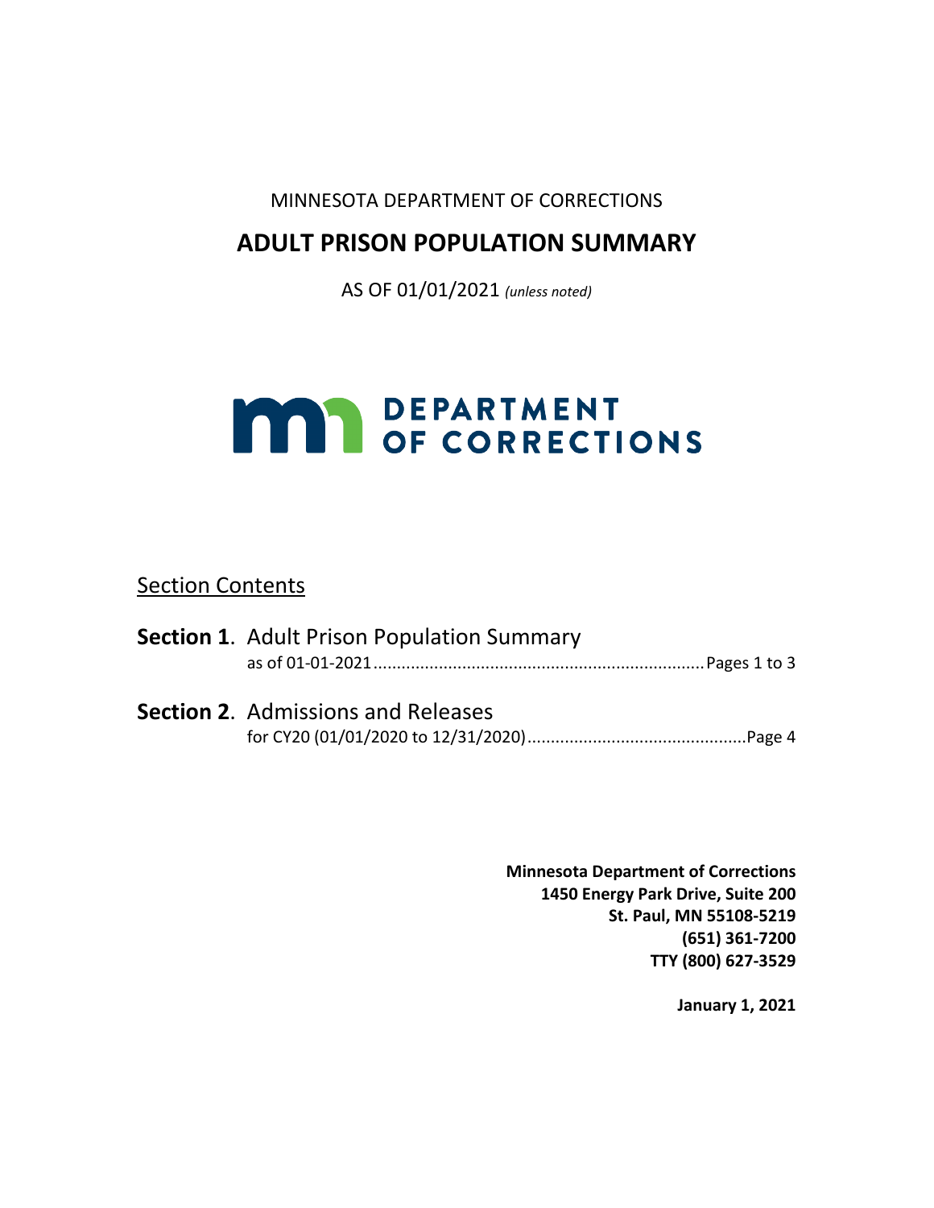MINNESOTA DEPARTMENT OF CORRECTIONS

# ADULT PRISON POPULATION SUMMARY

AS OF 01/01/2021 *(unless noted)*

DEPARTMENT OF CORRECTIONS

## Section Contents

**Section 1**. Adult Prison Population Summary
as of 01-01-2021......................................................................Pages 1 to 3

**Section 2**. Admissions and Releases
for CY20 (01/01/2020 to 12/31/2020)..............................................Page 4

**Minnesota Department of Corrections**
**1450 Energy Park Drive, Suite 200**
**St. Paul, MN 55108-5219**
**(651) 361-7200**
**TTY (800) 627-3529**

**January 1, 2021**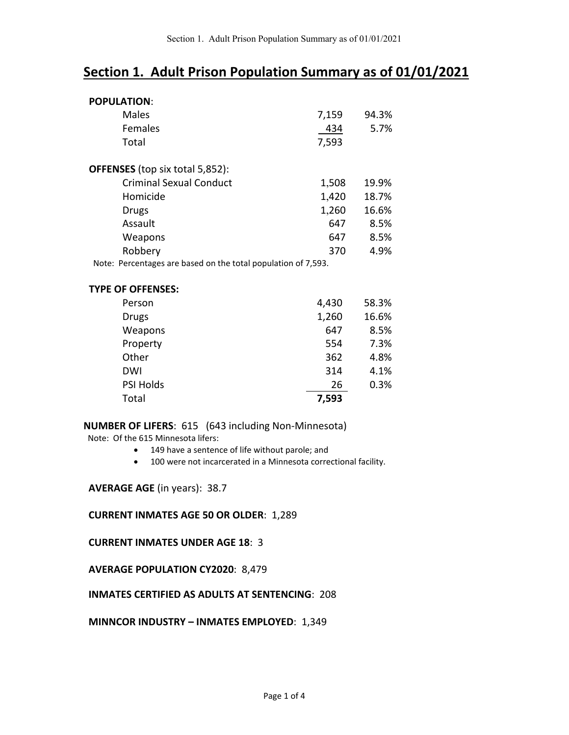# Section 1. Adult Prison Population Summary as of 01/01/2021

**POPULATION**:

| | | |
|---|---|---|
| Males | 7,159 | 94.3% |
| Females | 434 | 5.7% |
| Total | 7,593 | |

**OFFENSES** (top six total 5,852):

| | | |
|---|---|---|
| Criminal Sexual Conduct | 1,508 | 19.9% |
| Homicide | 1,420 | 18.7% |
| Drugs | 1,260 | 16.6% |
| Assault | 647 | 8.5% |
| Weapons | 647 | 8.5% |
| Robbery | 370 | 4.9% |

Note: Percentages are based on the total population of 7,593.

**TYPE OF OFFENSES:**

| | | |
|---|---|---|
| Person | 4,430 | 58.3% |
| Drugs | 1,260 | 16.6% |
| Weapons | 647 | 8.5% |
| Property | 554 | 7.3% |
| Other | 362 | 4.8% |
| DWI | 314 | 4.1% |
| PSI Holds | 26 | 0.3% |
| Total | **7,593** | |

**NUMBER OF LIFERS**: 615 (643 including Non-Minnesota)

Note: Of the 615 Minnesota lifers:

- 149 have a sentence of life without parole; and
- 100 were not incarcerated in a Minnesota correctional facility.

**AVERAGE AGE** (in years): 38.7

**CURRENT INMATES AGE 50 OR OLDER**: 1,289

**CURRENT INMATES UNDER AGE 18**: 3

**AVERAGE POPULATION CY2020**: 8,479

**INMATES CERTIFIED AS ADULTS AT SENTENCING**: 208

**MINNCOR INDUSTRY – INMATES EMPLOYED**: 1,349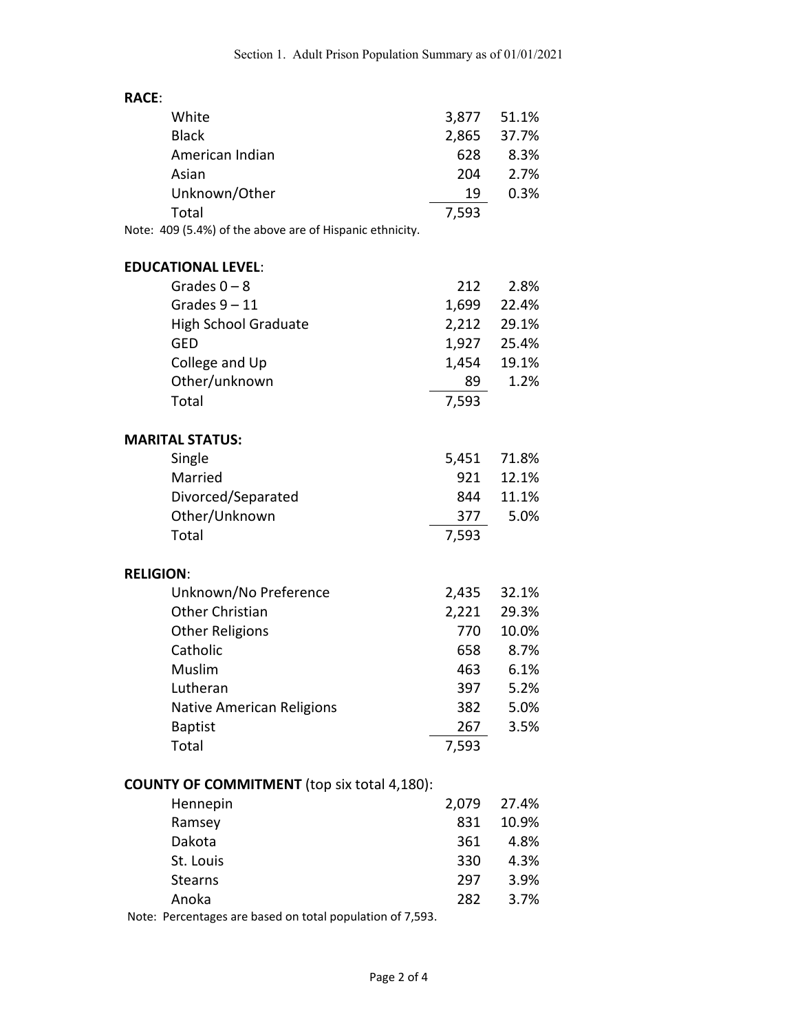Section 1. Adult Prison Population Summary as of 01/01/2021

**RACE**:

| | | |
|---|---|---|
| White | 3,877 | 51.1% |
| Black | 2,865 | 37.7% |
| American Indian | 628 | 8.3% |
| Asian | 204 | 2.7% |
| Unknown/Other | 19 | 0.3% |
| Total | 7,593 | |

Note: 409 (5.4%) of the above are of Hispanic ethnicity.

**EDUCATIONAL LEVEL**:

| | | |
|---|---|---|
| Grades 0 – 8 | 212 | 2.8% |
| Grades 9 – 11 | 1,699 | 22.4% |
| High School Graduate | 2,212 | 29.1% |
| GED | 1,927 | 25.4% |
| College and Up | 1,454 | 19.1% |
| Other/unknown | 89 | 1.2% |
| Total | 7,593 | |

**MARITAL STATUS:**

| | | |
|---|---|---|
| Single | 5,451 | 71.8% |
| Married | 921 | 12.1% |
| Divorced/Separated | 844 | 11.1% |
| Other/Unknown | 377 | 5.0% |
| Total | 7,593 | |

**RELIGION**:

| | | |
|---|---|---|
| Unknown/No Preference | 2,435 | 32.1% |
| Other Christian | 2,221 | 29.3% |
| Other Religions | 770 | 10.0% |
| Catholic | 658 | 8.7% |
| Muslim | 463 | 6.1% |
| Lutheran | 397 | 5.2% |
| Native American Religions | 382 | 5.0% |
| Baptist | 267 | 3.5% |
| Total | 7,593 | |

**COUNTY OF COMMITMENT** (top six total 4,180):

| | | |
|---|---|---|
| Hennepin | 2,079 | 27.4% |
| Ramsey | 831 | 10.9% |
| Dakota | 361 | 4.8% |
| St. Louis | 330 | 4.3% |
| Stearns | 297 | 3.9% |
| Anoka | 282 | 3.7% |

Note: Percentages are based on total population of 7,593.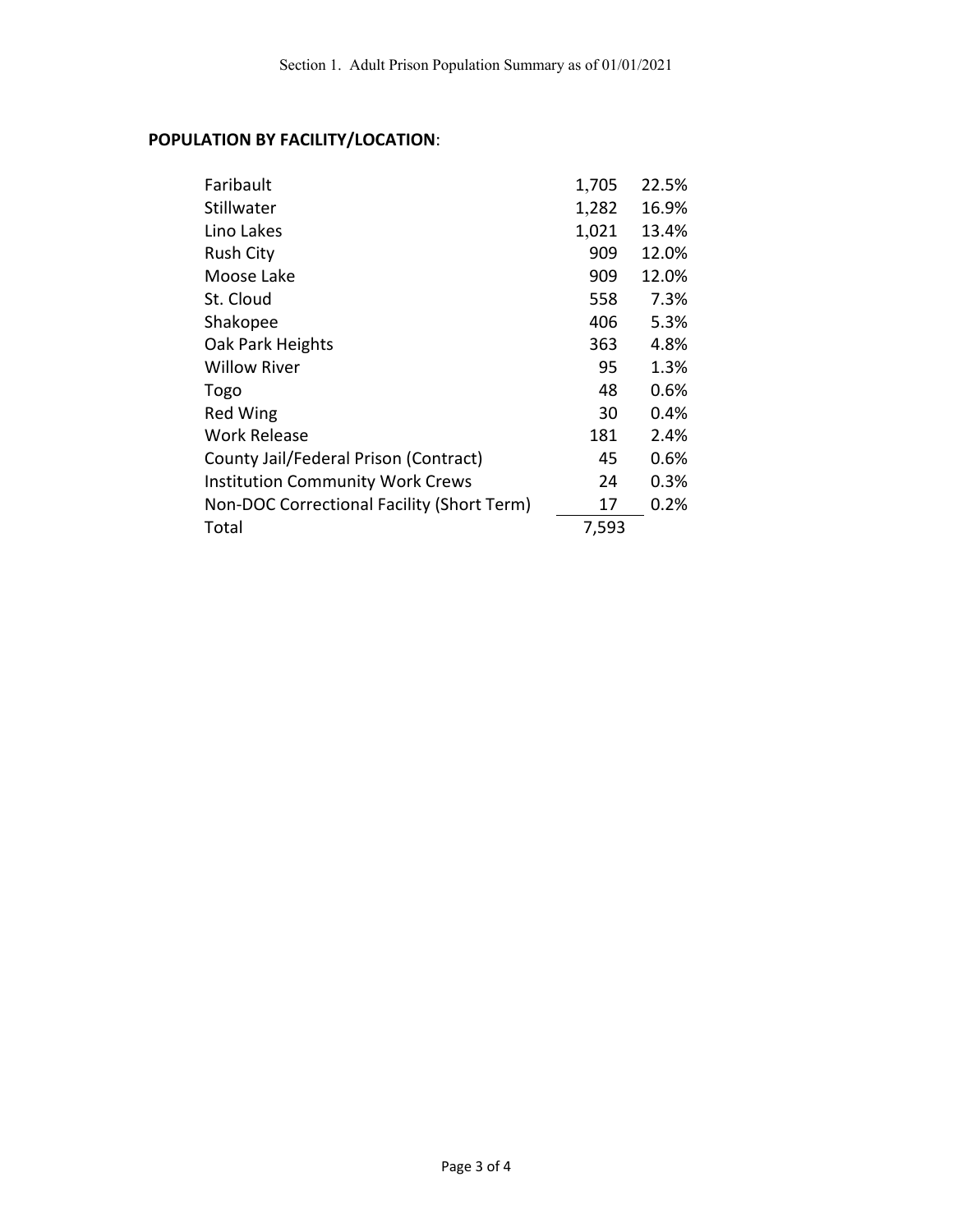**POPULATION BY FACILITY/LOCATION**:

| Facility/Location | Population | Percent |
|---|---|---|
| Faribault | 1,705 | 22.5% |
| Stillwater | 1,282 | 16.9% |
| Lino Lakes | 1,021 | 13.4% |
| Rush City | 909 | 12.0% |
| Moose Lake | 909 | 12.0% |
| St. Cloud | 558 | 7.3% |
| Shakopee | 406 | 5.3% |
| Oak Park Heights | 363 | 4.8% |
| Willow River | 95 | 1.3% |
| Togo | 48 | 0.6% |
| Red Wing | 30 | 0.4% |
| Work Release | 181 | 2.4% |
| County Jail/Federal Prison (Contract) | 45 | 0.6% |
| Institution Community Work Crews | 24 | 0.3% |
| Non-DOC Correctional Facility (Short Term) | 17 | 0.2% |
| Total | 7,593 | |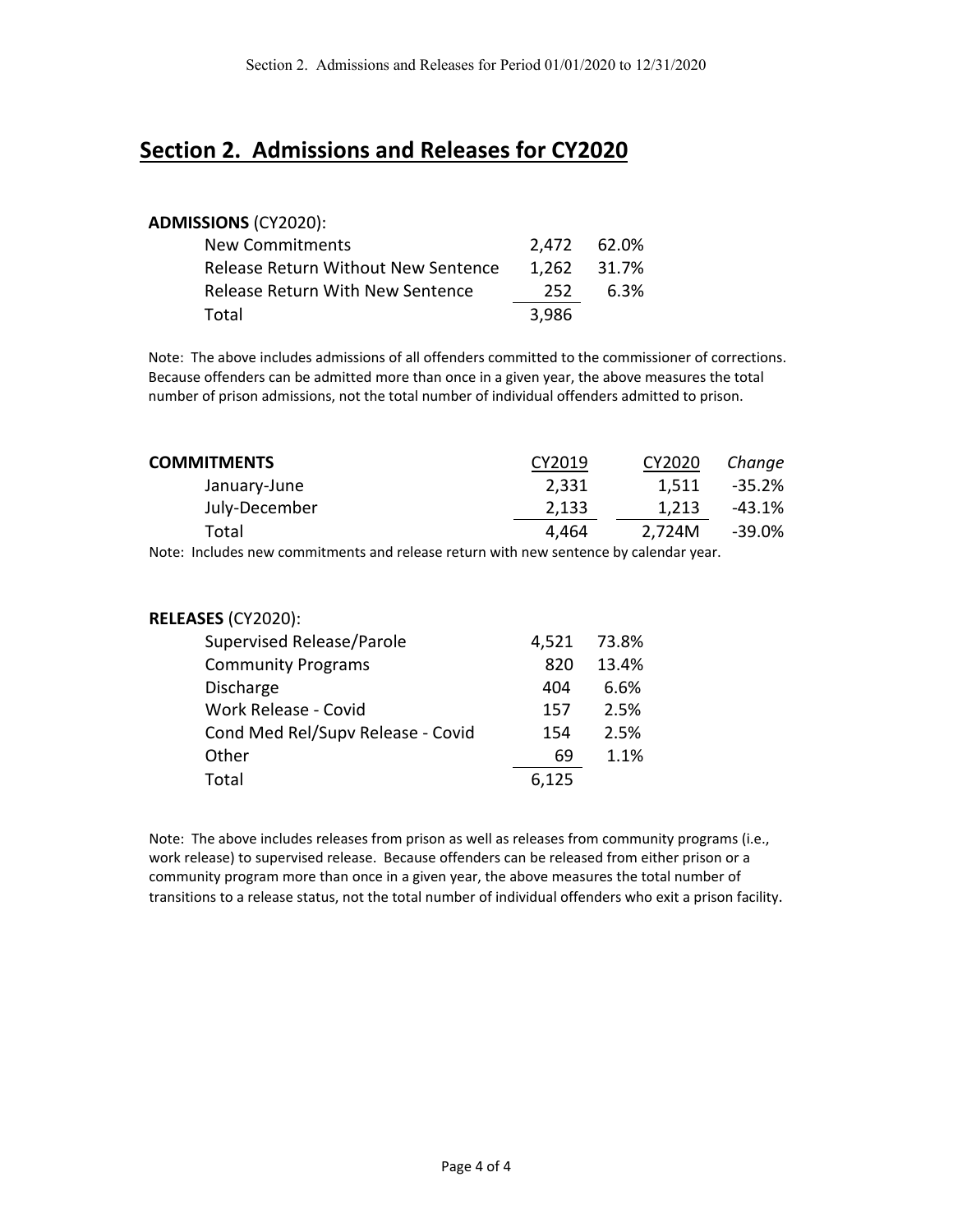## Section 2. Admissions and Releases for CY2020

**ADMISSIONS** (CY2020):

| | | |
|---|---|---|
| New Commitments | 2,472 | 62.0% |
| Release Return Without New Sentence | 1,262 | 31.7% |
| Release Return With New Sentence | 252 | 6.3% |
| Total | 3,986 | |

Note: The above includes admissions of all offenders committed to the commissioner of corrections. Because offenders can be admitted more than once in a given year, the above measures the total number of prison admissions, not the total number of individual offenders admitted to prison.

| **COMMITMENTS** | CY2019 | CY2020 | *Change* |
|---|---|---|---|
| January-June | 2,331 | 1,511 | -35.2% |
| July-December | 2,133 | 1,213 | -43.1% |
| Total | 4,464 | 2,724M | -39.0% |

Note: Includes new commitments and release return with new sentence by calendar year.

**RELEASES** (CY2020):

| | | |
|---|---|---|
| Supervised Release/Parole | 4,521 | 73.8% |
| Community Programs | 820 | 13.4% |
| Discharge | 404 | 6.6% |
| Work Release - Covid | 157 | 2.5% |
| Cond Med Rel/Supv Release - Covid | 154 | 2.5% |
| Other | 69 | 1.1% |
| Total | 6,125 | |

Note: The above includes releases from prison as well as releases from community programs (i.e., work release) to supervised release. Because offenders can be released from either prison or a community program more than once in a given year, the above measures the total number of transitions to a release status, not the total number of individual offenders who exit a prison facility.